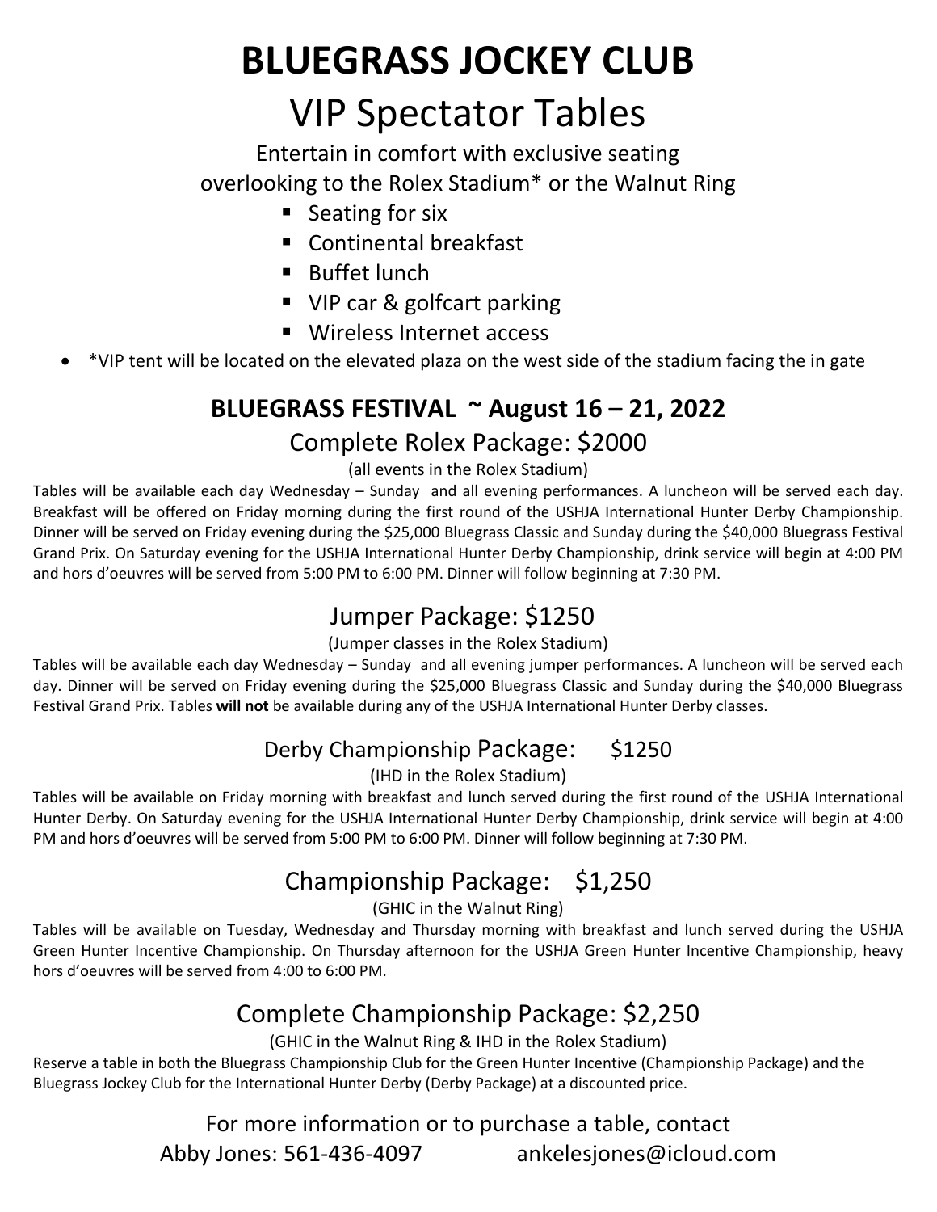# BLUEGRASS JOCKEY CLUB

## VIP Spectator Tables

Entertain in comfort with exclusive seating overlooking to the Rolex Stadium* or the Walnut Ring

- Seating for six
- Continental breakfast
- Buffet lunch
- VIP car & golfcart parking
- Wireless Internet access

- *VIP tent will be located on the elevated plaza on the west side of the stadium facing the in gate

## BLUEGRASS FESTIVAL ~ August 16 – 21, 2022

### Complete Rolex Package: $2000

(all events in the Rolex Stadium)

Tables will be available each day Wednesday – Sunday and all evening performances. A luncheon will be served each day. Breakfast will be offered on Friday morning during the first round of the USHJA International Hunter Derby Championship. Dinner will be served on Friday evening during the $25,000 Bluegrass Classic and Sunday during the $40,000 Bluegrass Festival Grand Prix. On Saturday evening for the USHJA International Hunter Derby Championship, drink service will begin at 4:00 PM and hors d'oeuvres will be served from 5:00 PM to 6:00 PM. Dinner will follow beginning at 7:30 PM.

### Jumper Package: $1250

(Jumper classes in the Rolex Stadium)

Tables will be available each day Wednesday – Sunday and all evening jumper performances. A luncheon will be served each day. Dinner will be served on Friday evening during the $25,000 Bluegrass Classic and Sunday during the $40,000 Bluegrass Festival Grand Prix. Tables **will not** be available during any of the USHJA International Hunter Derby classes.

### Derby Championship Package: $1250

(IHD in the Rolex Stadium)

Tables will be available on Friday morning with breakfast and lunch served during the first round of the USHJA International Hunter Derby. On Saturday evening for the USHJA International Hunter Derby Championship, drink service will begin at 4:00 PM and hors d'oeuvres will be served from 5:00 PM to 6:00 PM. Dinner will follow beginning at 7:30 PM.

### Championship Package: $1,250

(GHIC in the Walnut Ring)

Tables will be available on Tuesday, Wednesday and Thursday morning with breakfast and lunch served during the USHJA Green Hunter Incentive Championship. On Thursday afternoon for the USHJA Green Hunter Incentive Championship, heavy hors d'oeuvres will be served from 4:00 to 6:00 PM.

### Complete Championship Package: $2,250

(GHIC in the Walnut Ring & IHD in the Rolex Stadium)

Reserve a table in both the Bluegrass Championship Club for the Green Hunter Incentive (Championship Package) and the Bluegrass Jockey Club for the International Hunter Derby (Derby Package) at a discounted price.

For more information or to purchase a table, contact

Abby Jones: 561-436-4097 ankelesjones@icloud.com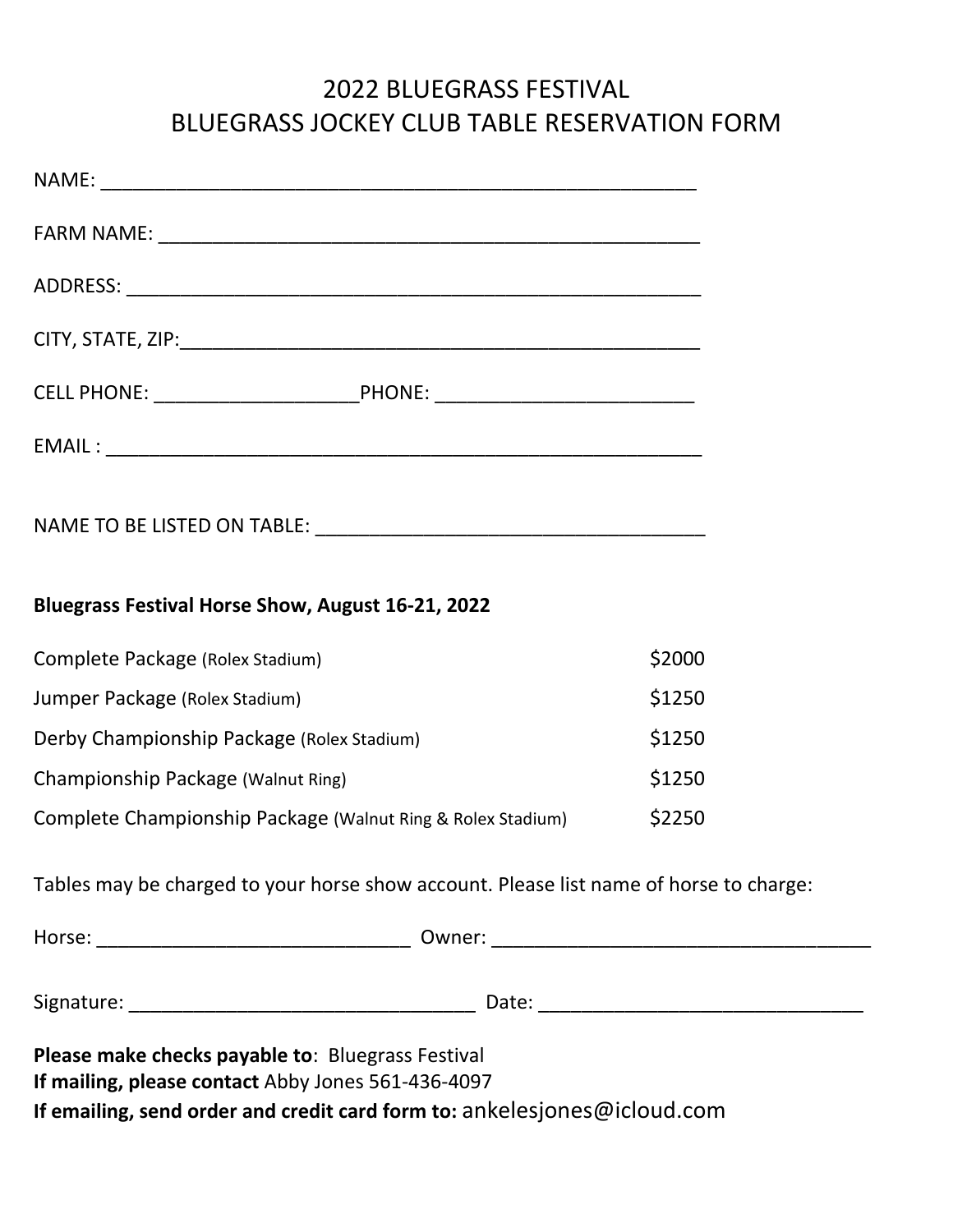# 2022 BLUEGRASS FESTIVAL
# BLUEGRASS JOCKEY CLUB TABLE RESERVATION FORM

NAME: ________________________________________________________

FARM NAME: ___________________________________________________

ADDRESS: _____________________________________________________

CITY, STATE, ZIP:_______________________________________________

CELL PHONE: ___________________PHONE: ________________________

EMAIL : _______________________________________________________

NAME TO BE LISTED ON TABLE: ____________________________________

**Bluegrass Festival Horse Show, August 16-21, 2022**

| | |
|---|---|
| Complete Package (Rolex Stadium) | $2000 |
| Jumper Package (Rolex Stadium) | $1250 |
| Derby Championship Package (Rolex Stadium) | $1250 |
| Championship Package (Walnut Ring) | $1250 |
| Complete Championship Package (Walnut Ring & Rolex Stadium) | $2250 |

Tables may be charged to your horse show account. Please list name of horse to charge:

Horse: _____________________________ Owner: ___________________________________

Signature: ________________________________ Date: ______________________________

**Please make checks payable to**: Bluegrass Festival
**If mailing, please contact** Abby Jones 561-436-4097
**If emailing, send order and credit card form to:** ankelesjones@icloud.com